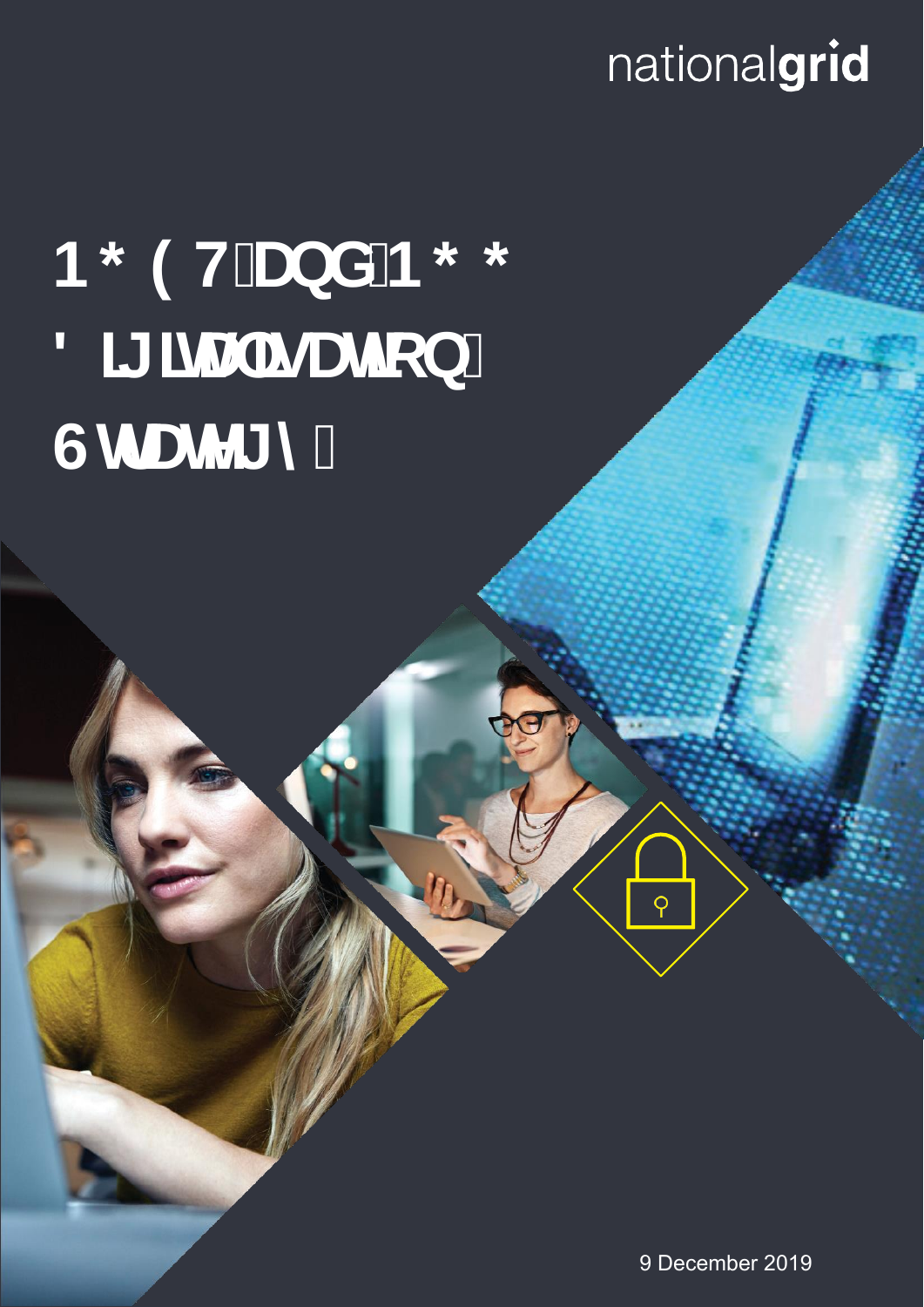nationalgrid

# 1*(7DQG1** 'LJLWDOLVDWLRQ 6WUDWHJ\

9 December 2019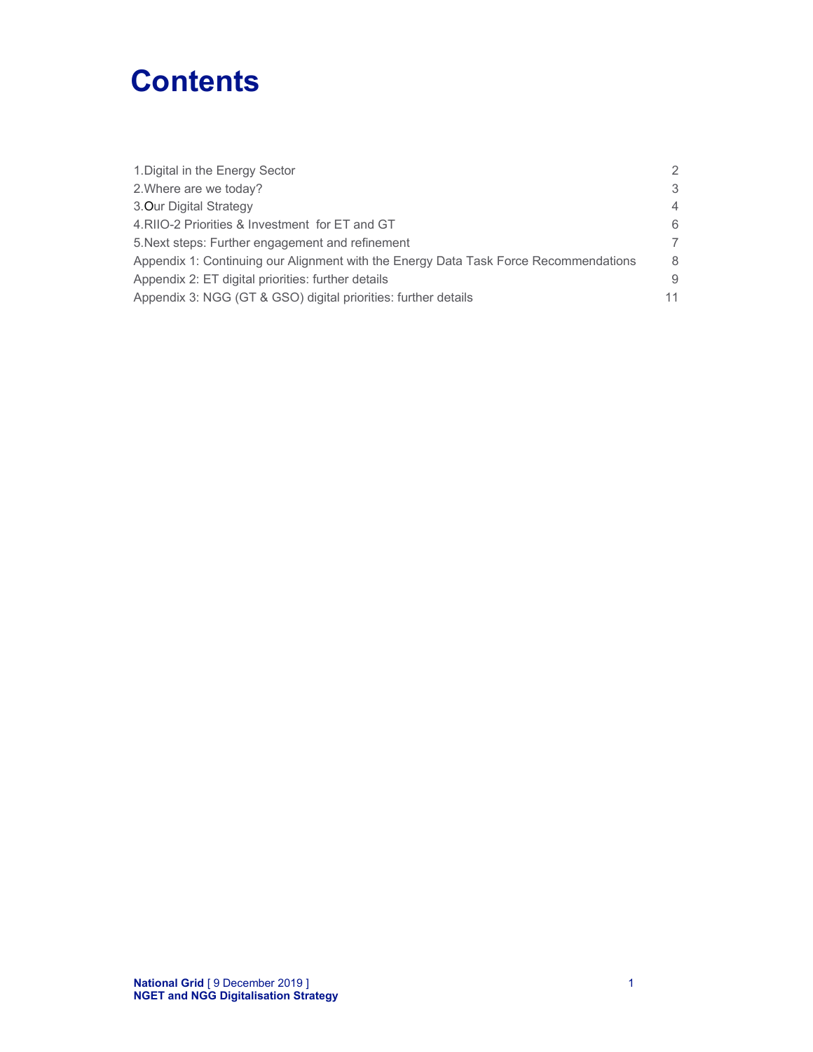# Contents

| | |
|---|---|
| 1.Digital in the Energy Sector | 2 |
| 2.Where are we today? | 3 |
| 3.Our Digital Strategy | 4 |
| 4.RIIO-2 Priorities & Investment for ET and GT | 6 |
| 5.Next steps: Further engagement and refinement | 7 |
| Appendix 1: Continuing our Alignment with the Energy Data Task Force Recommendations | 8 |
| Appendix 2: ET digital priorities: further details | 9 |
| Appendix 3: NGG (GT & GSO) digital priorities: further details | 11 |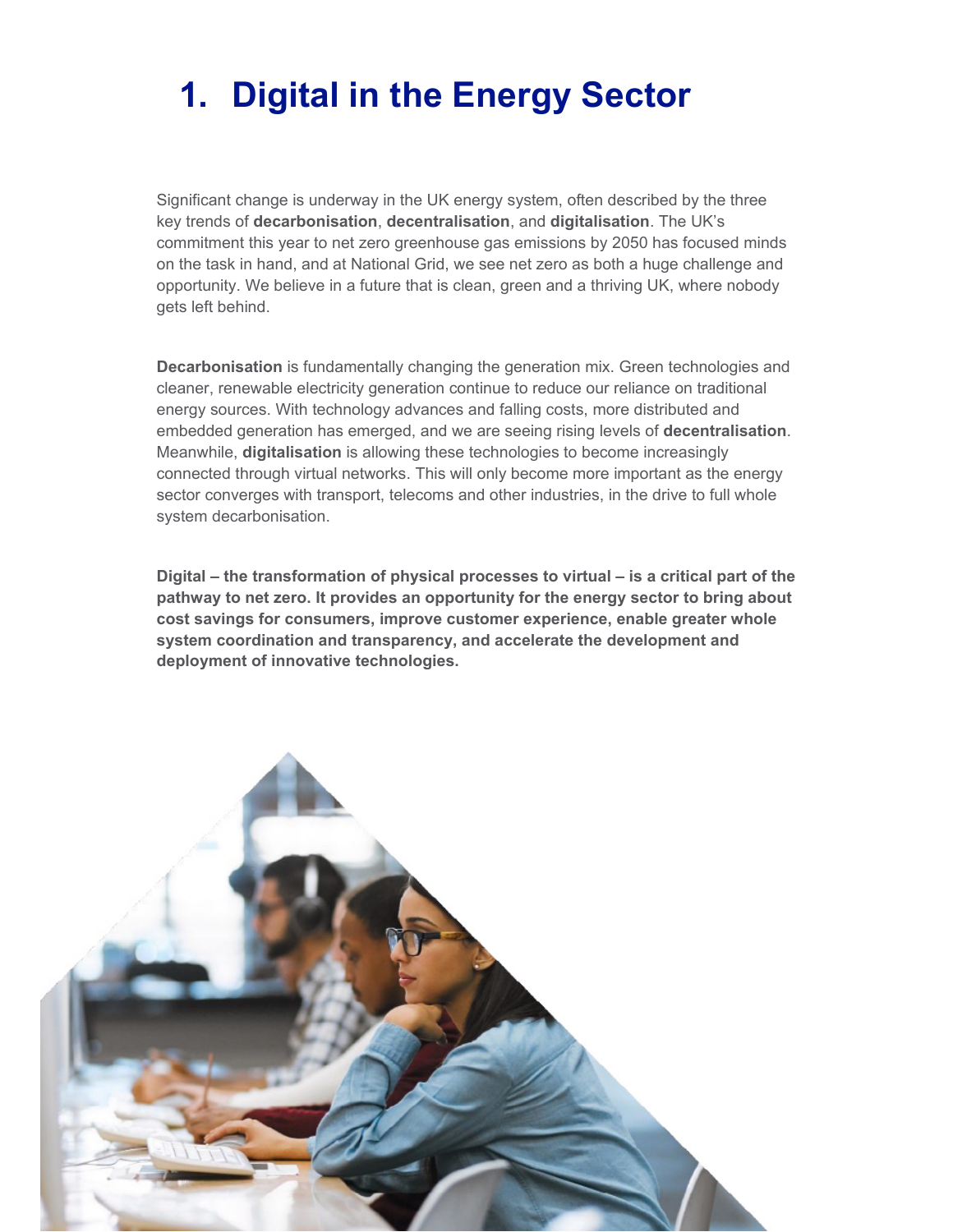# 1. Digital in the Energy Sector

Significant change is underway in the UK energy system, often described by the three key trends of **decarbonisation**, **decentralisation**, and **digitalisation**. The UK's commitment this year to net zero greenhouse gas emissions by 2050 has focused minds on the task in hand, and at National Grid, we see net zero as both a huge challenge and opportunity. We believe in a future that is clean, green and a thriving UK, where nobody gets left behind.

**Decarbonisation** is fundamentally changing the generation mix. Green technologies and cleaner, renewable electricity generation continue to reduce our reliance on traditional energy sources. With technology advances and falling costs, more distributed and embedded generation has emerged, and we are seeing rising levels of **decentralisation**. Meanwhile, **digitalisation** is allowing these technologies to become increasingly connected through virtual networks. This will only become more important as the energy sector converges with transport, telecoms and other industries, in the drive to full whole system decarbonisation.

**Digital – the transformation of physical processes to virtual – is a critical part of the pathway to net zero. It provides an opportunity for the energy sector to bring about cost savings for consumers, improve customer experience, enable greater whole system coordination and transparency, and accelerate the development and deployment of innovative technologies.**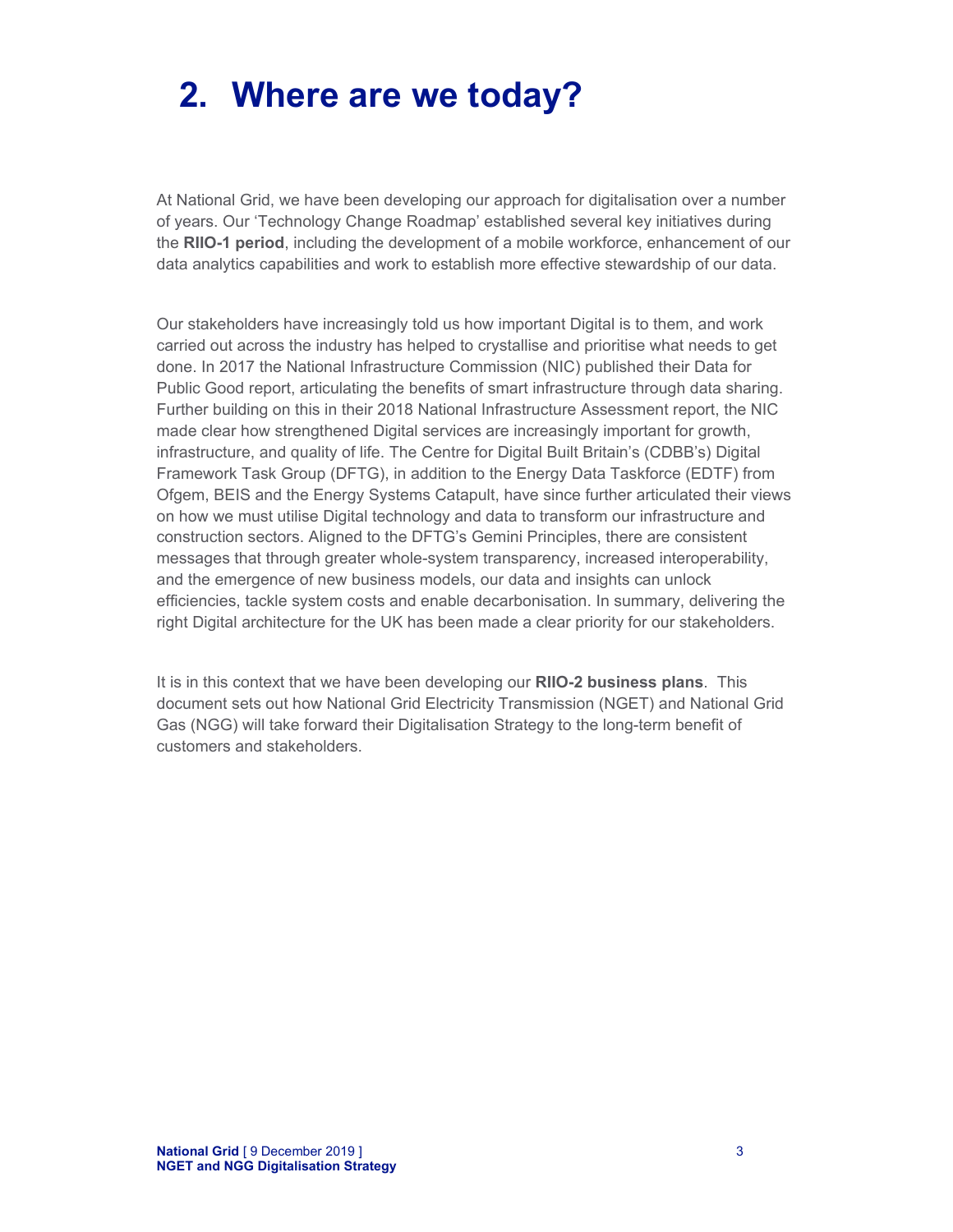# 2. Where are we today?

At National Grid, we have been developing our approach for digitalisation over a number of years. Our 'Technology Change Roadmap' established several key initiatives during the **RIIO-1 period**, including the development of a mobile workforce, enhancement of our data analytics capabilities and work to establish more effective stewardship of our data.

Our stakeholders have increasingly told us how important Digital is to them, and work carried out across the industry has helped to crystallise and prioritise what needs to get done. In 2017 the National Infrastructure Commission (NIC) published their Data for Public Good report, articulating the benefits of smart infrastructure through data sharing. Further building on this in their 2018 National Infrastructure Assessment report, the NIC made clear how strengthened Digital services are increasingly important for growth, infrastructure, and quality of life. The Centre for Digital Built Britain's (CDBB's) Digital Framework Task Group (DFTG), in addition to the Energy Data Taskforce (EDTF) from Ofgem, BEIS and the Energy Systems Catapult, have since further articulated their views on how we must utilise Digital technology and data to transform our infrastructure and construction sectors. Aligned to the DFTG's Gemini Principles, there are consistent messages that through greater whole-system transparency, increased interoperability, and the emergence of new business models, our data and insights can unlock efficiencies, tackle system costs and enable decarbonisation. In summary, delivering the right Digital architecture for the UK has been made a clear priority for our stakeholders.

It is in this context that we have been developing our **RIIO-2 business plans**. This document sets out how National Grid Electricity Transmission (NGET) and National Grid Gas (NGG) will take forward their Digitalisation Strategy to the long-term benefit of customers and stakeholders.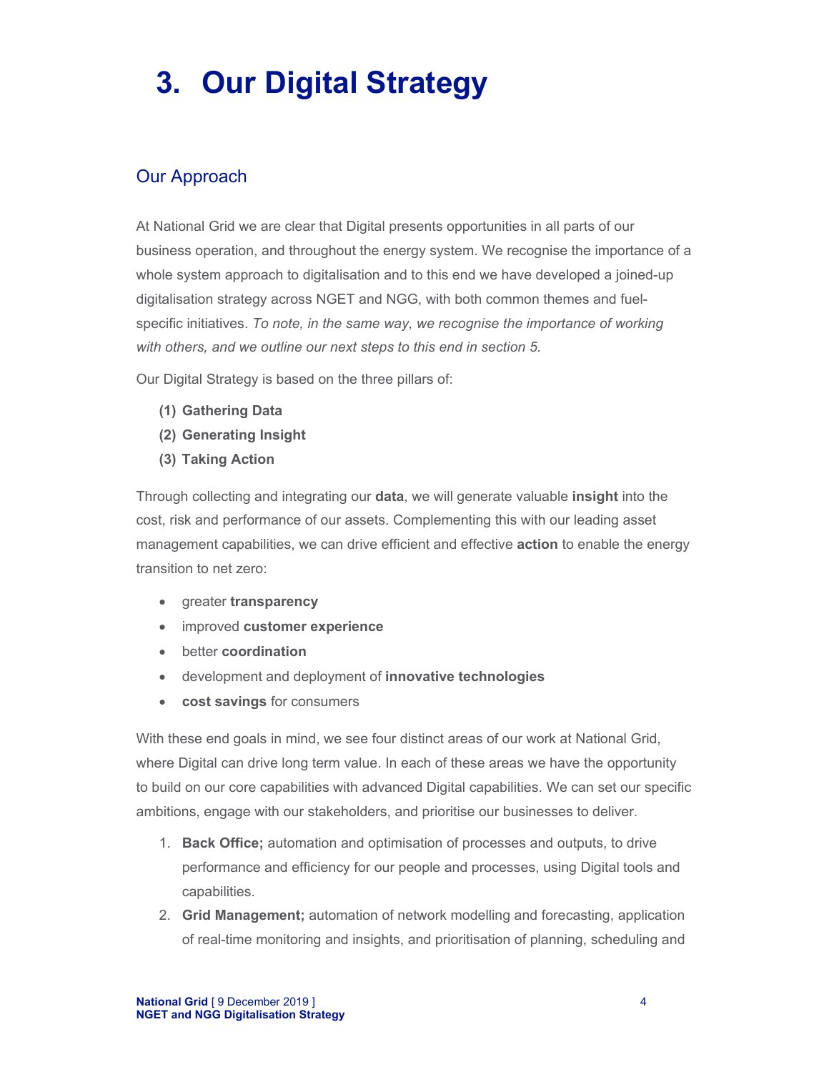# 3. Our Digital Strategy

## Our Approach

At National Grid we are clear that Digital presents opportunities in all parts of our business operation, and throughout the energy system. We recognise the importance of a whole system approach to digitalisation and to this end we have developed a joined-up digitalisation strategy across NGET and NGG, with both common themes and fuel-specific initiatives. *To note, in the same way, we recognise the importance of working with others, and we outline our next steps to this end in section 5.*

Our Digital Strategy is based on the three pillars of:

**(1) Gathering Data**
**(2) Generating Insight**
**(3) Taking Action**

Through collecting and integrating our **data**, we will generate valuable **insight** into the cost, risk and performance of our assets. Complementing this with our leading asset management capabilities, we can drive efficient and effective **action** to enable the energy transition to net zero:

- greater **transparency**
- improved **customer experience**
- better **coordination**
- development and deployment of **innovative technologies**
- **cost savings** for consumers

With these end goals in mind, we see four distinct areas of our work at National Grid, where Digital can drive long term value. In each of these areas we have the opportunity to build on our core capabilities with advanced Digital capabilities. We can set our specific ambitions, engage with our stakeholders, and prioritise our businesses to deliver.

1. **Back Office;** automation and optimisation of processes and outputs, to drive performance and efficiency for our people and processes, using Digital tools and capabilities.
2. **Grid Management;** automation of network modelling and forecasting, application of real-time monitoring and insights, and prioritisation of planning, scheduling and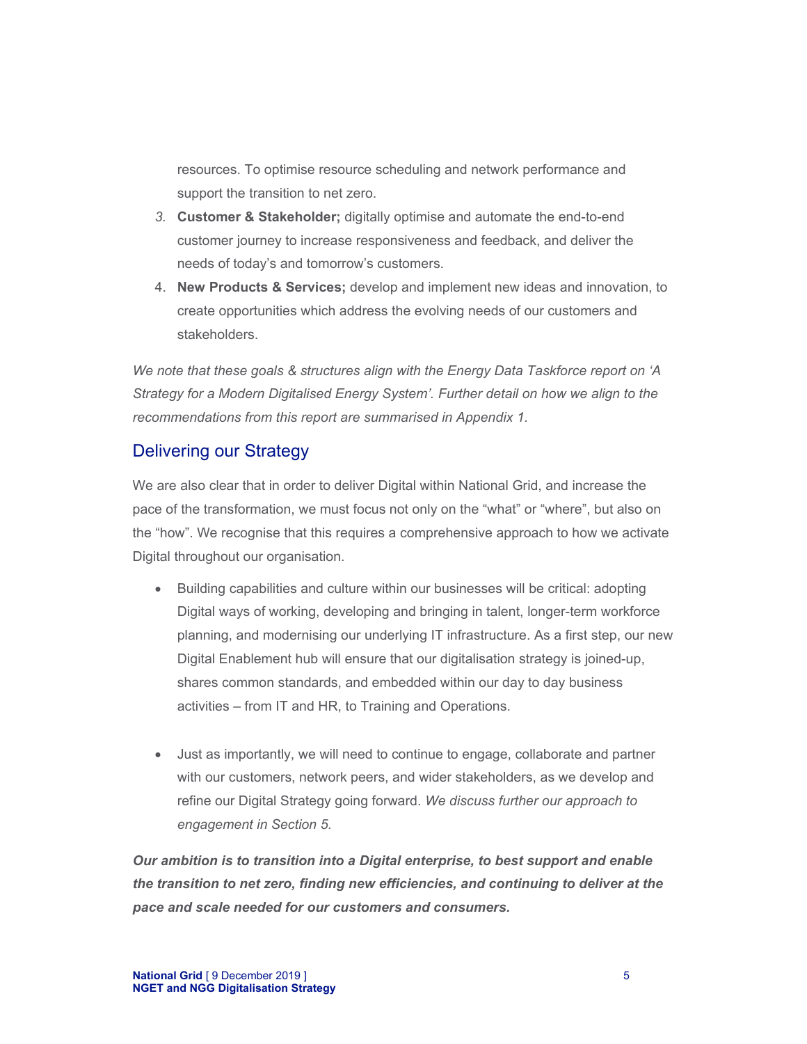resources. To optimise resource scheduling and network performance and support the transition to net zero.

3. **Customer & Stakeholder;** digitally optimise and automate the end-to-end customer journey to increase responsiveness and feedback, and deliver the needs of today's and tomorrow's customers.
4. **New Products & Services;** develop and implement new ideas and innovation, to create opportunities which address the evolving needs of our customers and stakeholders.

*We note that these goals & structures align with the Energy Data Taskforce report on 'A Strategy for a Modern Digitalised Energy System'. Further detail on how we align to the recommendations from this report are summarised in Appendix 1.*

## Delivering our Strategy

We are also clear that in order to deliver Digital within National Grid, and increase the pace of the transformation, we must focus not only on the "what" or "where", but also on the "how". We recognise that this requires a comprehensive approach to how we activate Digital throughout our organisation.

- Building capabilities and culture within our businesses will be critical: adopting Digital ways of working, developing and bringing in talent, longer-term workforce planning, and modernising our underlying IT infrastructure. As a first step, our new Digital Enablement hub will ensure that our digitalisation strategy is joined-up, shares common standards, and embedded within our day to day business activities – from IT and HR, to Training and Operations.

- Just as importantly, we will need to continue to engage, collaborate and partner with our customers, network peers, and wider stakeholders, as we develop and refine our Digital Strategy going forward. *We discuss further our approach to engagement in Section 5.*

***Our ambition is to transition into a Digital enterprise, to best support and enable the transition to net zero, finding new efficiencies, and continuing to deliver at the pace and scale needed for our customers and consumers.***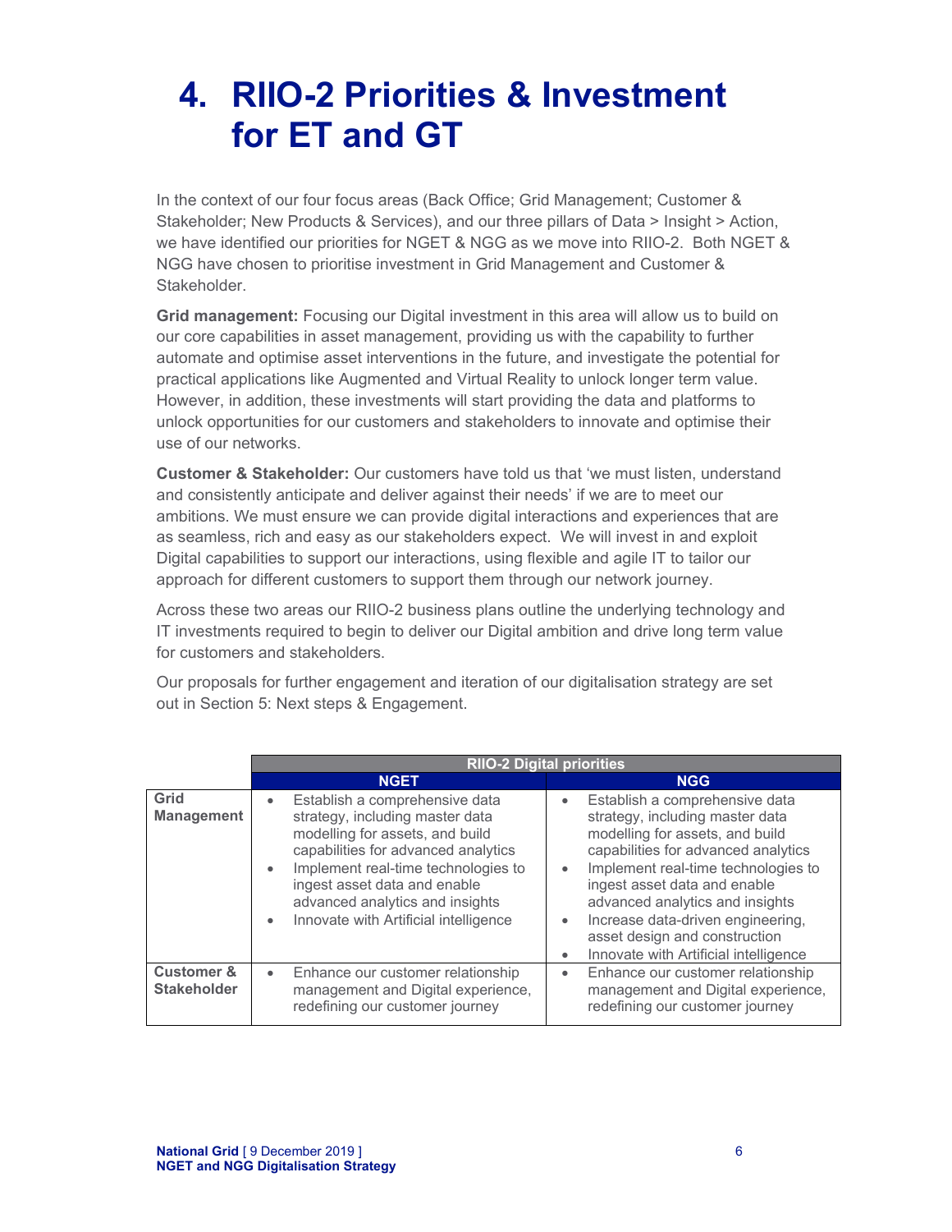# 4. RIIO-2 Priorities & Investment for ET and GT

In the context of our four focus areas (Back Office; Grid Management; Customer & Stakeholder; New Products & Services), and our three pillars of Data > Insight > Action, we have identified our priorities for NGET & NGG as we move into RIIO-2. Both NGET & NGG have chosen to prioritise investment in Grid Management and Customer & Stakeholder.

**Grid management:** Focusing our Digital investment in this area will allow us to build on our core capabilities in asset management, providing us with the capability to further automate and optimise asset interventions in the future, and investigate the potential for practical applications like Augmented and Virtual Reality to unlock longer term value. However, in addition, these investments will start providing the data and platforms to unlock opportunities for our customers and stakeholders to innovate and optimise their use of our networks.

**Customer & Stakeholder:** Our customers have told us that 'we must listen, understand and consistently anticipate and deliver against their needs' if we are to meet our ambitions. We must ensure we can provide digital interactions and experiences that are as seamless, rich and easy as our stakeholders expect. We will invest in and exploit Digital capabilities to support our interactions, using flexible and agile IT to tailor our approach for different customers to support them through our network journey.

Across these two areas our RIIO-2 business plans outline the underlying technology and IT investments required to begin to deliver our Digital ambition and drive long term value for customers and stakeholders.

Our proposals for further engagement and iteration of our digitalisation strategy are set out in Section 5: Next steps & Engagement.

| | **RIIO-2 Digital priorities** | |
|---|---|---|
| | **NGET** | **NGG** |
| **Grid Management** | • Establish a comprehensive data strategy, including master data modelling for assets, and build capabilities for advanced analytics<br>• Implement real-time technologies to ingest asset data and enable advanced analytics and insights<br>• Innovate with Artificial intelligence | • Establish a comprehensive data strategy, including master data modelling for assets, and build capabilities for advanced analytics<br>• Implement real-time technologies to ingest asset data and enable advanced analytics and insights<br>• Increase data-driven engineering, asset design and construction<br>• Innovate with Artificial intelligence |
| **Customer & Stakeholder** | • Enhance our customer relationship management and Digital experience, redefining our customer journey | • Enhance our customer relationship management and Digital experience, redefining our customer journey |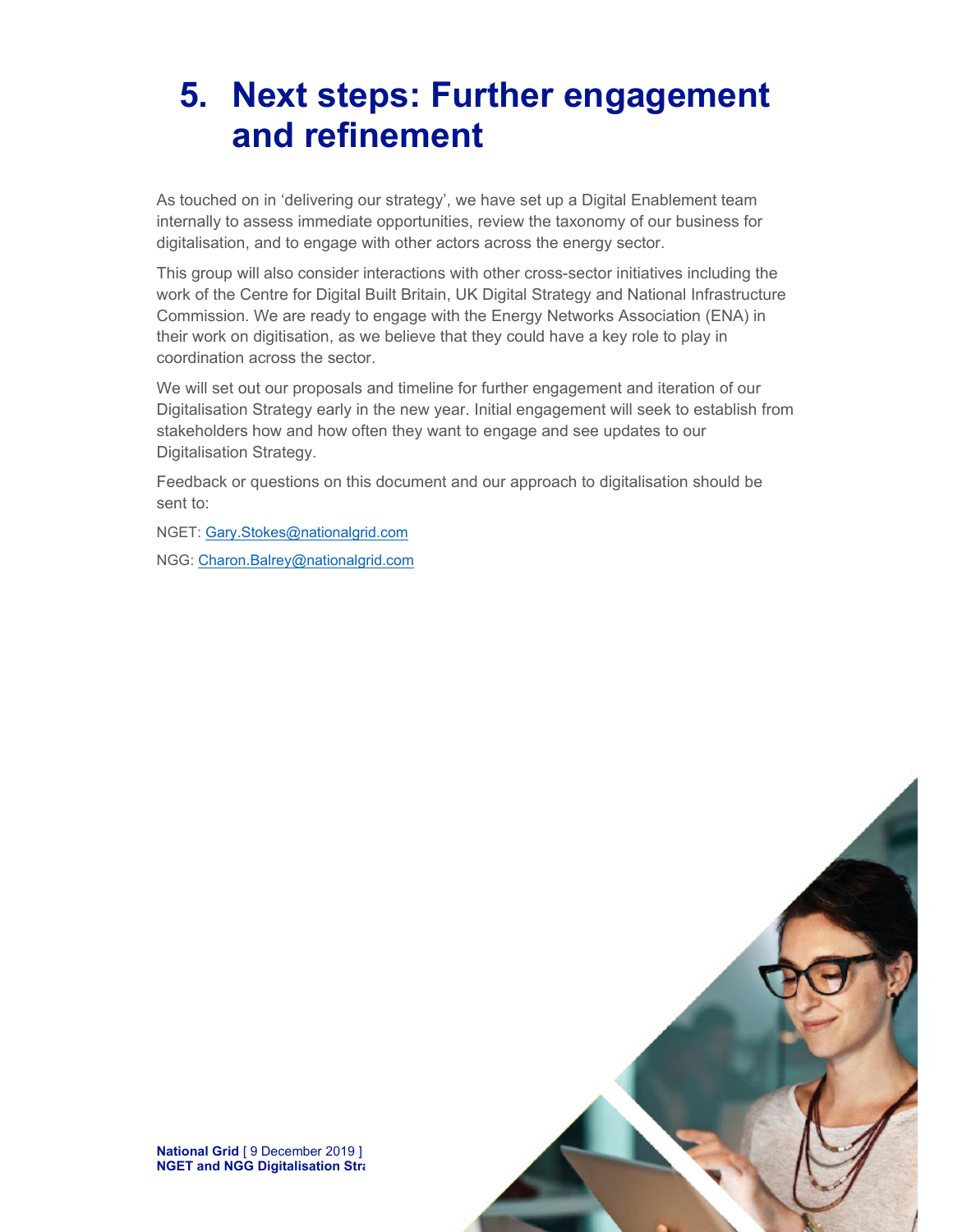# 5. Next steps: Further engagement and refinement

As touched on in 'delivering our strategy', we have set up a Digital Enablement team internally to assess immediate opportunities, review the taxonomy of our business for digitalisation, and to engage with other actors across the energy sector.

This group will also consider interactions with other cross-sector initiatives including the work of the Centre for Digital Built Britain, UK Digital Strategy and National Infrastructure Commission. We are ready to engage with the Energy Networks Association (ENA) in their work on digitisation, as we believe that they could have a key role to play in coordination across the sector.

We will set out our proposals and timeline for further engagement and iteration of our Digitalisation Strategy early in the new year. Initial engagement will seek to establish from stakeholders how and how often they want to engage and see updates to our Digitalisation Strategy.

Feedback or questions on this document and our approach to digitalisation should be sent to:

NGET: Gary.Stokes@nationalgrid.com

NGG: Charon.Balrey@nationalgrid.com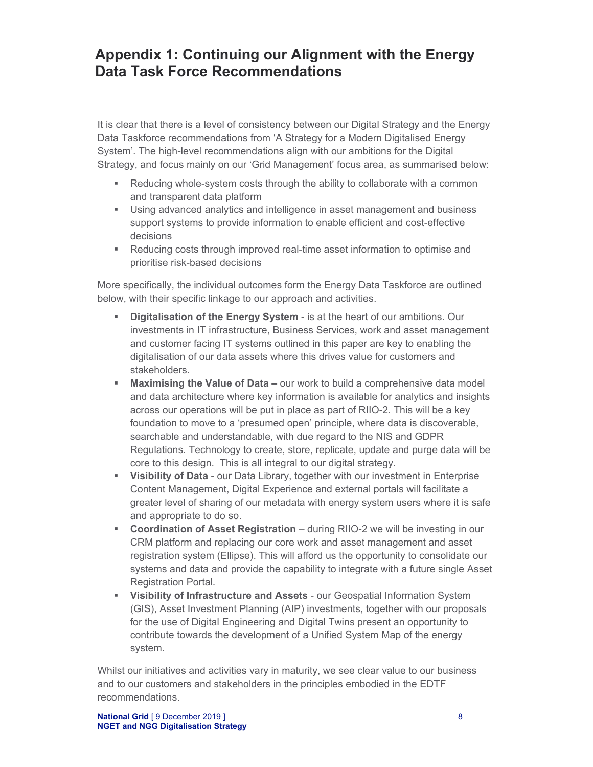# Appendix 1: Continuing our Alignment with the Energy Data Task Force Recommendations

It is clear that there is a level of consistency between our Digital Strategy and the Energy Data Taskforce recommendations from 'A Strategy for a Modern Digitalised Energy System'. The high-level recommendations align with our ambitions for the Digital Strategy, and focus mainly on our 'Grid Management' focus area, as summarised below:

- Reducing whole-system costs through the ability to collaborate with a common and transparent data platform
- Using advanced analytics and intelligence in asset management and business support systems to provide information to enable efficient and cost-effective decisions
- Reducing costs through improved real-time asset information to optimise and prioritise risk-based decisions

More specifically, the individual outcomes form the Energy Data Taskforce are outlined below, with their specific linkage to our approach and activities.

- **Digitalisation of the Energy System** - is at the heart of our ambitions. Our investments in IT infrastructure, Business Services, work and asset management and customer facing IT systems outlined in this paper are key to enabling the digitalisation of our data assets where this drives value for customers and stakeholders.
- **Maximising the Value of Data –** our work to build a comprehensive data model and data architecture where key information is available for analytics and insights across our operations will be put in place as part of RIIO-2. This will be a key foundation to move to a 'presumed open' principle, where data is discoverable, searchable and understandable, with due regard to the NIS and GDPR Regulations. Technology to create, store, replicate, update and purge data will be core to this design. This is all integral to our digital strategy.
- **Visibility of Data** - our Data Library, together with our investment in Enterprise Content Management, Digital Experience and external portals will facilitate a greater level of sharing of our metadata with energy system users where it is safe and appropriate to do so.
- **Coordination of Asset Registration** – during RIIO-2 we will be investing in our CRM platform and replacing our core work and asset management and asset registration system (Ellipse). This will afford us the opportunity to consolidate our systems and data and provide the capability to integrate with a future single Asset Registration Portal.
- **Visibility of Infrastructure and Assets** - our Geospatial Information System (GIS), Asset Investment Planning (AIP) investments, together with our proposals for the use of Digital Engineering and Digital Twins present an opportunity to contribute towards the development of a Unified System Map of the energy system.

Whilst our initiatives and activities vary in maturity, we see clear value to our business and to our customers and stakeholders in the principles embodied in the EDTF recommendations.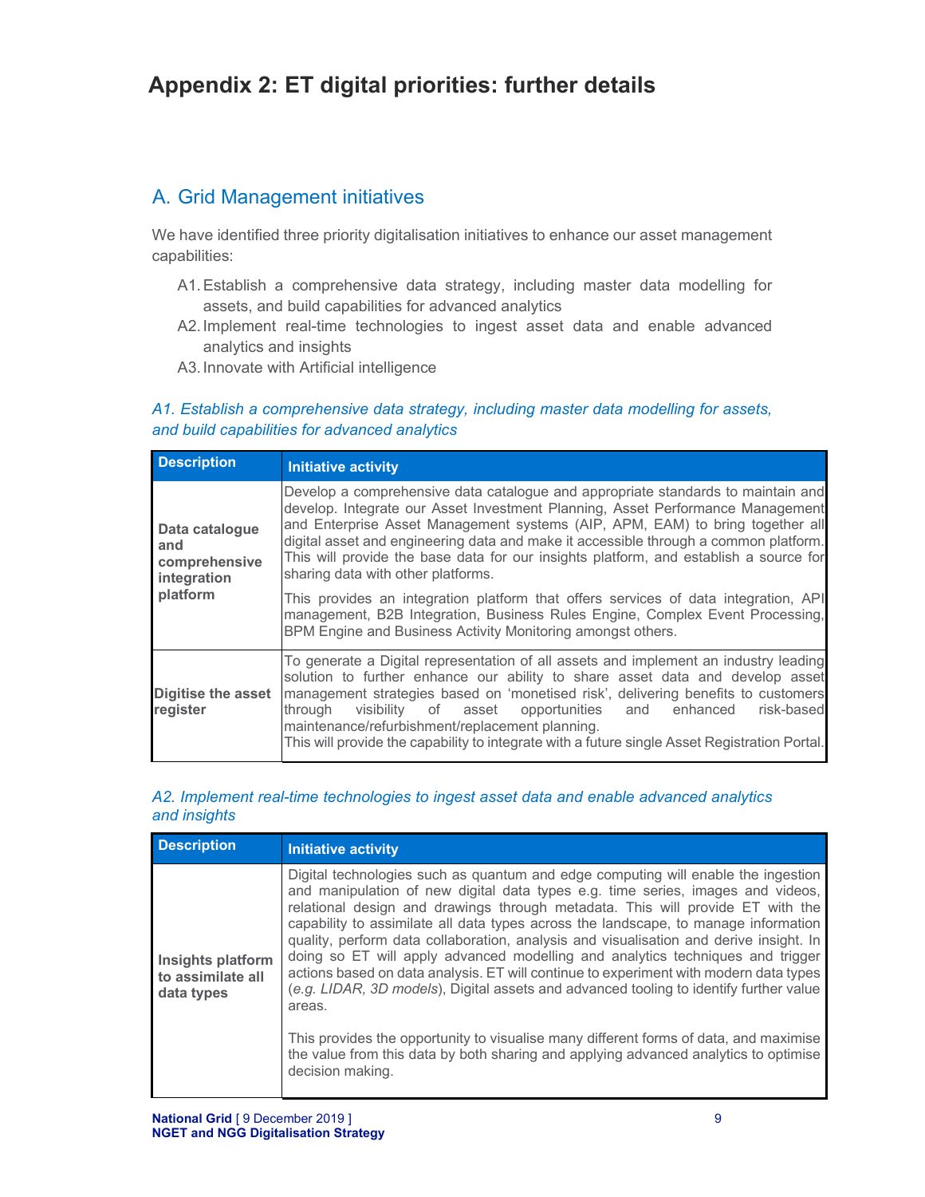# Appendix 2: ET digital priorities: further details

## A. Grid Management initiatives

We have identified three priority digitalisation initiatives to enhance our asset management capabilities:

A1. Establish a comprehensive data strategy, including master data modelling for assets, and build capabilities for advanced analytics

A2. Implement real-time technologies to ingest asset data and enable advanced analytics and insights

A3. Innovate with Artificial intelligence

### *A1. Establish a comprehensive data strategy, including master data modelling for assets, and build capabilities for advanced analytics*

| Description | Initiative activity |
|---|---|
| **Data catalogue and comprehensive integration platform** | Develop a comprehensive data catalogue and appropriate standards to maintain and develop. Integrate our Asset Investment Planning, Asset Performance Management and Enterprise Asset Management systems (AIP, APM, EAM) to bring together all digital asset and engineering data and make it accessible through a common platform. This will provide the base data for our insights platform, and establish a source for sharing data with other platforms.<br><br>This provides an integration platform that offers services of data integration, API management, B2B Integration, Business Rules Engine, Complex Event Processing, BPM Engine and Business Activity Monitoring amongst others. |
| **Digitise the asset register** | To generate a Digital representation of all assets and implement an industry leading solution to further enhance our ability to share asset data and develop asset management strategies based on 'monetised risk', delivering benefits to customers through visibility of asset opportunities and enhanced risk-based maintenance/refurbishment/replacement planning.<br>This will provide the capability to integrate with a future single Asset Registration Portal. |

### *A2. Implement real-time technologies to ingest asset data and enable advanced analytics and insights*

| Description | Initiative activity |
|---|---|
| **Insights platform to assimilate all data types** | Digital technologies such as quantum and edge computing will enable the ingestion and manipulation of new digital data types e.g. time series, images and videos, relational design and drawings through metadata. This will provide ET with the capability to assimilate all data types across the landscape, to manage information quality, perform data collaboration, analysis and visualisation and derive insight. In doing so ET will apply advanced modelling and analytics techniques and trigger actions based on data analysis. ET will continue to experiment with modern data types (*e.g. LIDAR, 3D models*), Digital assets and advanced tooling to identify further value areas.<br><br>This provides the opportunity to visualise many different forms of data, and maximise the value from this data by both sharing and applying advanced analytics to optimise decision making. |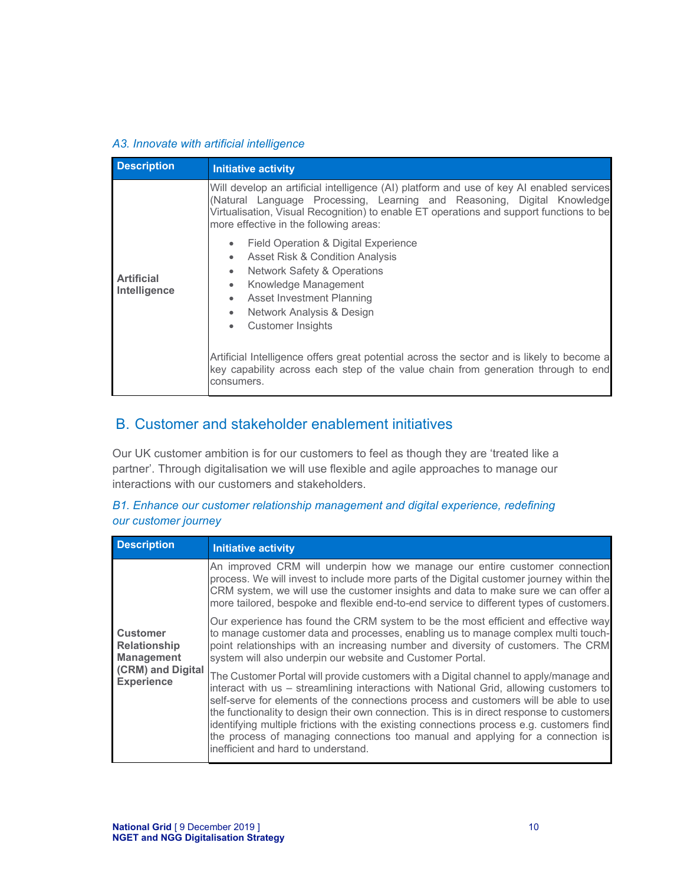*A3. Innovate with artificial intelligence*

| Description | Initiative activity |
|---|---|
| **Artificial Intelligence** | Will develop an artificial intelligence (AI) platform and use of key AI enabled services (Natural Language Processing, Learning and Reasoning, Digital Knowledge Virtualisation, Visual Recognition) to enable ET operations and support functions to be more effective in the following areas:<br>• Field Operation & Digital Experience<br>• Asset Risk & Condition Analysis<br>• Network Safety & Operations<br>• Knowledge Management<br>• Asset Investment Planning<br>• Network Analysis & Design<br>• Customer Insights<br><br>Artificial Intelligence offers great potential across the sector and is likely to become a key capability across each step of the value chain from generation through to end consumers. |

## B. Customer and stakeholder enablement initiatives

Our UK customer ambition is for our customers to feel as though they are 'treated like a partner'. Through digitalisation we will use flexible and agile approaches to manage our interactions with our customers and stakeholders.

*B1. Enhance our customer relationship management and digital experience, redefining our customer journey*

| Description | Initiative activity |
|---|---|
| **Customer Relationship Management (CRM) and Digital Experience** | An improved CRM will underpin how we manage our entire customer connection process. We will invest to include more parts of the Digital customer journey within the CRM system, we will use the customer insights and data to make sure we can offer a more tailored, bespoke and flexible end-to-end service to different types of customers.<br><br>Our experience has found the CRM system to be the most efficient and effective way to manage customer data and processes, enabling us to manage complex multi touch-point relationships with an increasing number and diversity of customers. The CRM system will also underpin our website and Customer Portal.<br><br>The Customer Portal will provide customers with a Digital channel to apply/manage and interact with us – streamlining interactions with National Grid, allowing customers to self-serve for elements of the connections process and customers will be able to use the functionality to design their own connection. This is in direct response to customers identifying multiple frictions with the existing connections process e.g. customers find the process of managing connections too manual and applying for a connection is inefficient and hard to understand. |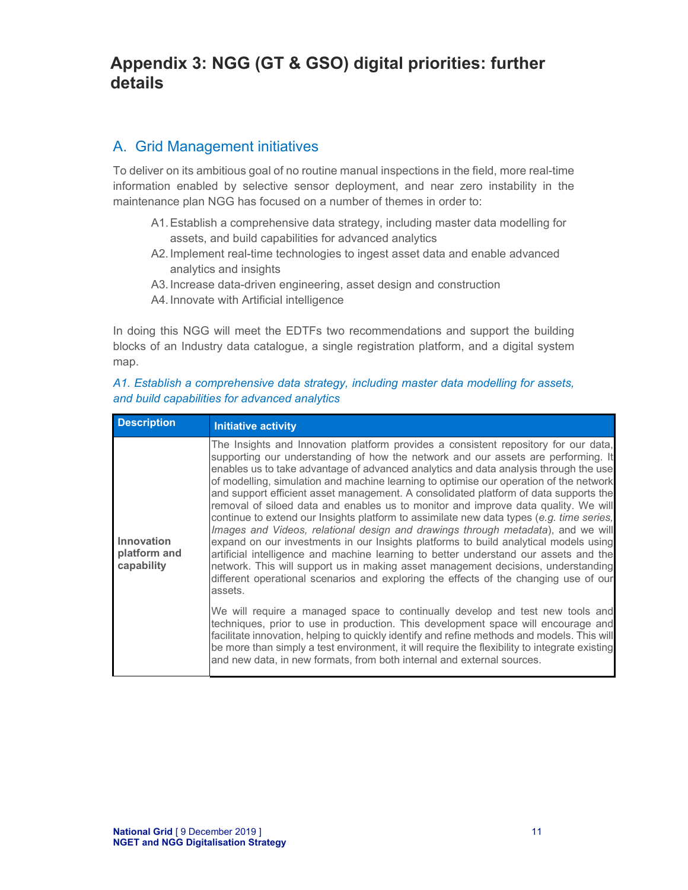# Appendix 3: NGG (GT & GSO) digital priorities: further details

## A. Grid Management initiatives

To deliver on its ambitious goal of no routine manual inspections in the field, more real-time information enabled by selective sensor deployment, and near zero instability in the maintenance plan NGG has focused on a number of themes in order to:

A1. Establish a comprehensive data strategy, including master data modelling for assets, and build capabilities for advanced analytics
A2. Implement real-time technologies to ingest asset data and enable advanced analytics and insights
A3. Increase data-driven engineering, asset design and construction
A4. Innovate with Artificial intelligence

In doing this NGG will meet the EDTFs two recommendations and support the building blocks of an Industry data catalogue, a single registration platform, and a digital system map.

*A1. Establish a comprehensive data strategy, including master data modelling for assets, and build capabilities for advanced analytics*

| Description | Initiative activity |
|---|---|
| **Innovation platform and capability** | The Insights and Innovation platform provides a consistent repository for our data, supporting our understanding of how the network and our assets are performing. It enables us to take advantage of advanced analytics and data analysis through the use of modelling, simulation and machine learning to optimise our operation of the network and support efficient asset management. A consolidated platform of data supports the removal of siloed data and enables us to monitor and improve data quality. We will continue to extend our Insights platform to assimilate new data types (*e.g. time series, Images and Videos, relational design and drawings through metadata*), and we will expand on our investments in our Insights platforms to build analytical models using artificial intelligence and machine learning to better understand our assets and the network. This will support us in making asset management decisions, understanding different operational scenarios and exploring the effects of the changing use of our assets.<br><br>We will require a managed space to continually develop and test new tools and techniques, prior to use in production. This development space will encourage and facilitate innovation, helping to quickly identify and refine methods and models. This will be more than simply a test environment, it will require the flexibility to integrate existing and new data, in new formats, from both internal and external sources. |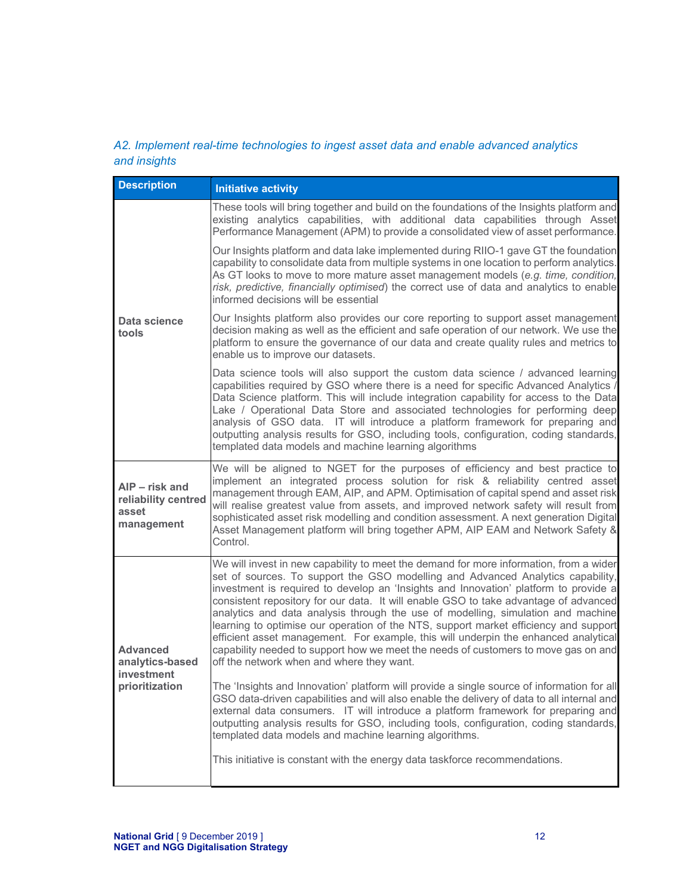*A2. Implement real-time technologies to ingest asset data and enable advanced analytics and insights*

| Description | Initiative activity |
| --- | --- |
| **Data science tools** | These tools will bring together and build on the foundations of the Insights platform and existing analytics capabilities, with additional data capabilities through Asset Performance Management (APM) to provide a consolidated view of asset performance.<br><br>Our Insights platform and data lake implemented during RIIO-1 gave GT the foundation capability to consolidate data from multiple systems in one location to perform analytics. As GT looks to move to more mature asset management models (*e.g. time, condition, risk, predictive, financially optimised*) the correct use of data and analytics to enable informed decisions will be essential<br><br>Our Insights platform also provides our core reporting to support asset management decision making as well as the efficient and safe operation of our network. We use the platform to ensure the governance of our data and create quality rules and metrics to enable us to improve our datasets.<br><br>Data science tools will also support the custom data science / advanced learning capabilities required by GSO where there is a need for specific Advanced Analytics / Data Science platform. This will include integration capability for access to the Data Lake / Operational Data Store and associated technologies for performing deep analysis of GSO data. IT will introduce a platform framework for preparing and outputting analysis results for GSO, including tools, configuration, coding standards, templated data models and machine learning algorithms |
| **AIP – risk and reliability centred asset management** | We will be aligned to NGET for the purposes of efficiency and best practice to implement an integrated process solution for risk & reliability centred asset management through EAM, AIP, and APM. Optimisation of capital spend and asset risk will realise greatest value from assets, and improved network safety will result from sophisticated asset risk modelling and condition assessment. A next generation Digital Asset Management platform will bring together APM, AIP EAM and Network Safety & Control. |
| **Advanced analytics-based investment prioritization** | We will invest in new capability to meet the demand for more information, from a wider set of sources. To support the GSO modelling and Advanced Analytics capability, investment is required to develop an 'Insights and Innovation' platform to provide a consistent repository for our data. It will enable GSO to take advantage of advanced analytics and data analysis through the use of modelling, simulation and machine learning to optimise our operation of the NTS, support market efficiency and support efficient asset management. For example, this will underpin the enhanced analytical capability needed to support how we meet the needs of customers to move gas on and off the network when and where they want.<br><br>The 'Insights and Innovation' platform will provide a single source of information for all GSO data-driven capabilities and will also enable the delivery of data to all internal and external data consumers. IT will introduce a platform framework for preparing and outputting analysis results for GSO, including tools, configuration, coding standards, templated data models and machine learning algorithms.<br><br>This initiative is constant with the energy data taskforce recommendations. |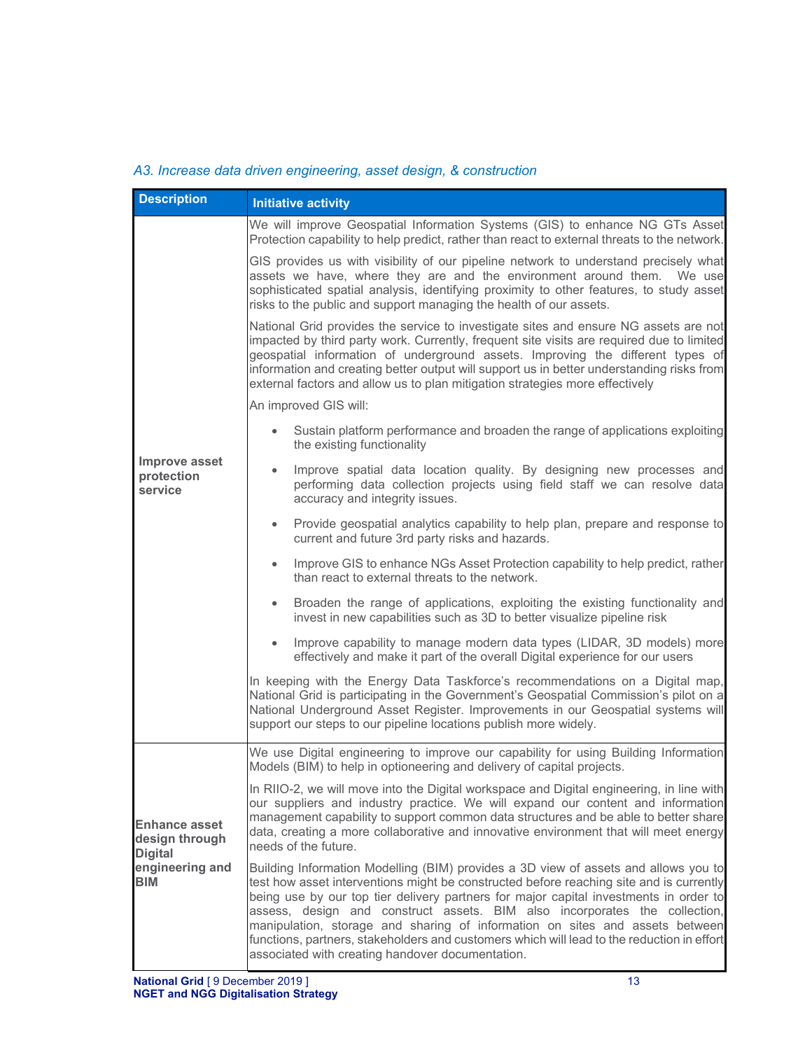*A3. Increase data driven engineering, asset design, & construction*

| Description | Initiative activity |
|---|---|
| **Improve asset protection service** | We will improve Geospatial Information Systems (GIS) to enhance NG GTs Asset Protection capability to help predict, rather than react to external threats to the network.<br><br>GIS provides us with visibility of our pipeline network to understand precisely what assets we have, where they are and the environment around them. We use sophisticated spatial analysis, identifying proximity to other features, to study asset risks to the public and support managing the health of our assets.<br><br>National Grid provides the service to investigate sites and ensure NG assets are not impacted by third party work. Currently, frequent site visits are required due to limited geospatial information of underground assets. Improving the different types of information and creating better output will support us in better understanding risks from external factors and allow us to plan mitigation strategies more effectively<br><br>An improved GIS will:<br><br>• Sustain platform performance and broaden the range of applications exploiting the existing functionality<br>• Improve spatial data location quality. By designing new processes and performing data collection projects using field staff we can resolve data accuracy and integrity issues.<br>• Provide geospatial analytics capability to help plan, prepare and response to current and future 3rd party risks and hazards.<br>• Improve GIS to enhance NGs Asset Protection capability to help predict, rather than react to external threats to the network.<br>• Broaden the range of applications, exploiting the existing functionality and invest in new capabilities such as 3D to better visualize pipeline risk<br>• Improve capability to manage modern data types (LIDAR, 3D models) more effectively and make it part of the overall Digital experience for our users<br><br>In keeping with the Energy Data Taskforce's recommendations on a Digital map, National Grid is participating in the Government's Geospatial Commission's pilot on a National Underground Asset Register. Improvements in our Geospatial systems will support our steps to our pipeline locations publish more widely. |
| **Enhance asset design through Digital engineering and BIM** | We use Digital engineering to improve our capability for using Building Information Models (BIM) to help in optioneering and delivery of capital projects.<br><br>In RIIO-2, we will move into the Digital workspace and Digital engineering, in line with our suppliers and industry practice. We will expand our content and information management capability to support common data structures and be able to better share data, creating a more collaborative and innovative environment that will meet energy needs of the future.<br><br>Building Information Modelling (BIM) provides a 3D view of assets and allows you to test how asset interventions might be constructed before reaching site and is currently being use by our top tier delivery partners for major capital investments in order to assess, design and construct assets. BIM also incorporates the collection, manipulation, storage and sharing of information on sites and assets between functions, partners, stakeholders and customers which will lead to the reduction in effort associated with creating handover documentation. |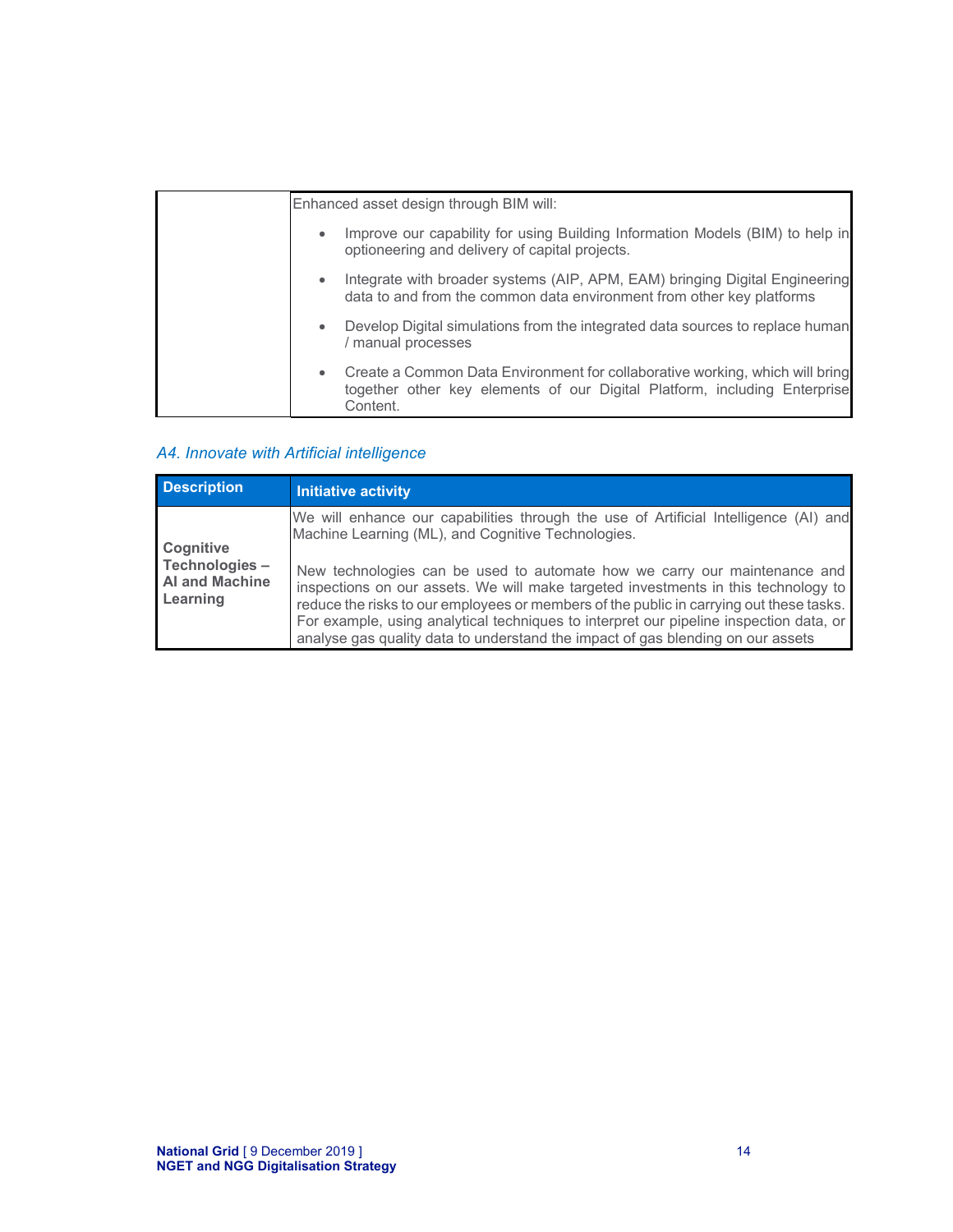| | |
|---|---|
| | Enhanced asset design through BIM will:<br><br>• Improve our capability for using Building Information Models (BIM) to help in optioneering and delivery of capital projects.<br>• Integrate with broader systems (AIP, APM, EAM) bringing Digital Engineering data to and from the common data environment from other key platforms<br>• Develop Digital simulations from the integrated data sources to replace human / manual processes<br>• Create a Common Data Environment for collaborative working, which will bring together other key elements of our Digital Platform, including Enterprise Content. |

### *A4. Innovate with Artificial intelligence*

| Description | Initiative activity |
|---|---|
| **Cognitive Technologies – AI and Machine Learning** | We will enhance our capabilities through the use of Artificial Intelligence (AI) and Machine Learning (ML), and Cognitive Technologies.<br><br>New technologies can be used to automate how we carry our maintenance and inspections on our assets. We will make targeted investments in this technology to reduce the risks to our employees or members of the public in carrying out these tasks. For example, using analytical techniques to interpret our pipeline inspection data, or analyse gas quality data to understand the impact of gas blending on our assets |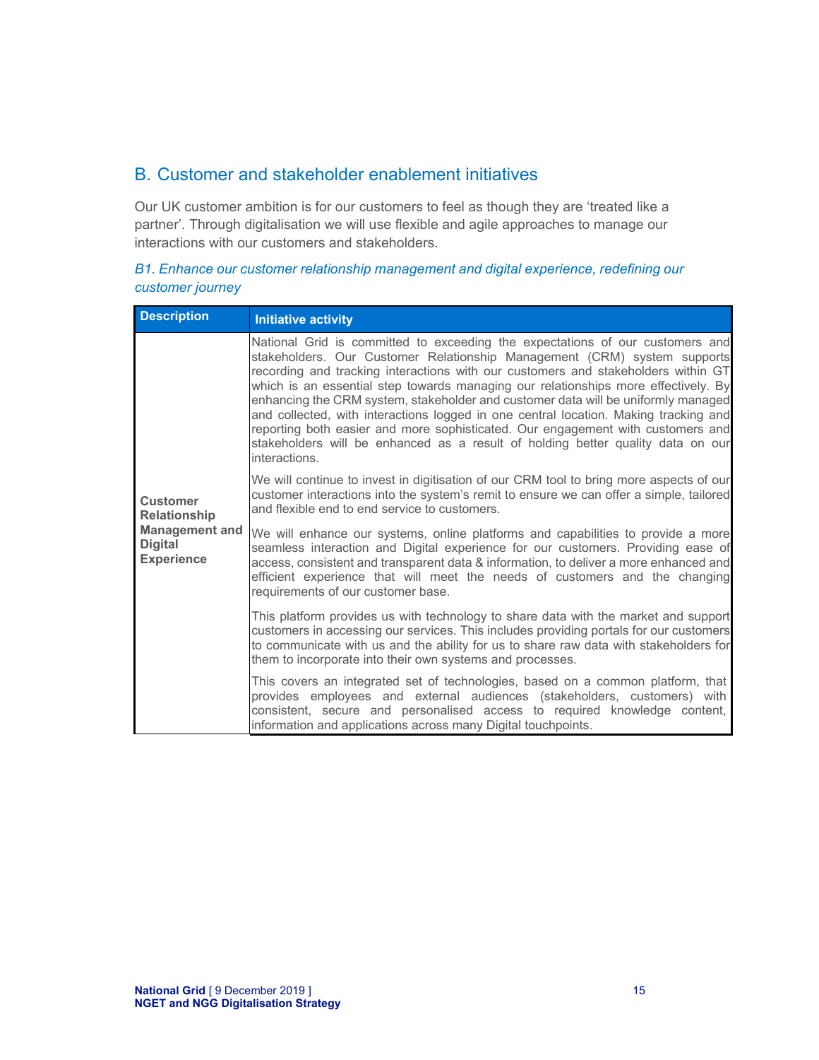## B. Customer and stakeholder enablement initiatives

Our UK customer ambition is for our customers to feel as though they are 'treated like a partner'. Through digitalisation we will use flexible and agile approaches to manage our interactions with our customers and stakeholders.

*B1. Enhance our customer relationship management and digital experience, redefining our customer journey*

| Description | Initiative activity |
|---|---|
| **Customer Relationship Management and Digital Experience** | National Grid is committed to exceeding the expectations of our customers and stakeholders. Our Customer Relationship Management (CRM) system supports recording and tracking interactions with our customers and stakeholders within GT which is an essential step towards managing our relationships more effectively. By enhancing the CRM system, stakeholder and customer data will be uniformly managed and collected, with interactions logged in one central location. Making tracking and reporting both easier and more sophisticated. Our engagement with customers and stakeholders will be enhanced as a result of holding better quality data on our interactions.<br><br>We will continue to invest in digitisation of our CRM tool to bring more aspects of our customer interactions into the system's remit to ensure we can offer a simple, tailored and flexible end to end service to customers.<br><br>We will enhance our systems, online platforms and capabilities to provide a more seamless interaction and Digital experience for our customers. Providing ease of access, consistent and transparent data & information, to deliver a more enhanced and efficient experience that will meet the needs of customers and the changing requirements of our customer base.<br><br>This platform provides us with technology to share data with the market and support customers in accessing our services. This includes providing portals for our customers to communicate with us and the ability for us to share raw data with stakeholders for them to incorporate into their own systems and processes.<br><br>This covers an integrated set of technologies, based on a common platform, that provides employees and external audiences (stakeholders, customers) with consistent, secure and personalised access to required knowledge content, information and applications across many Digital touchpoints. |